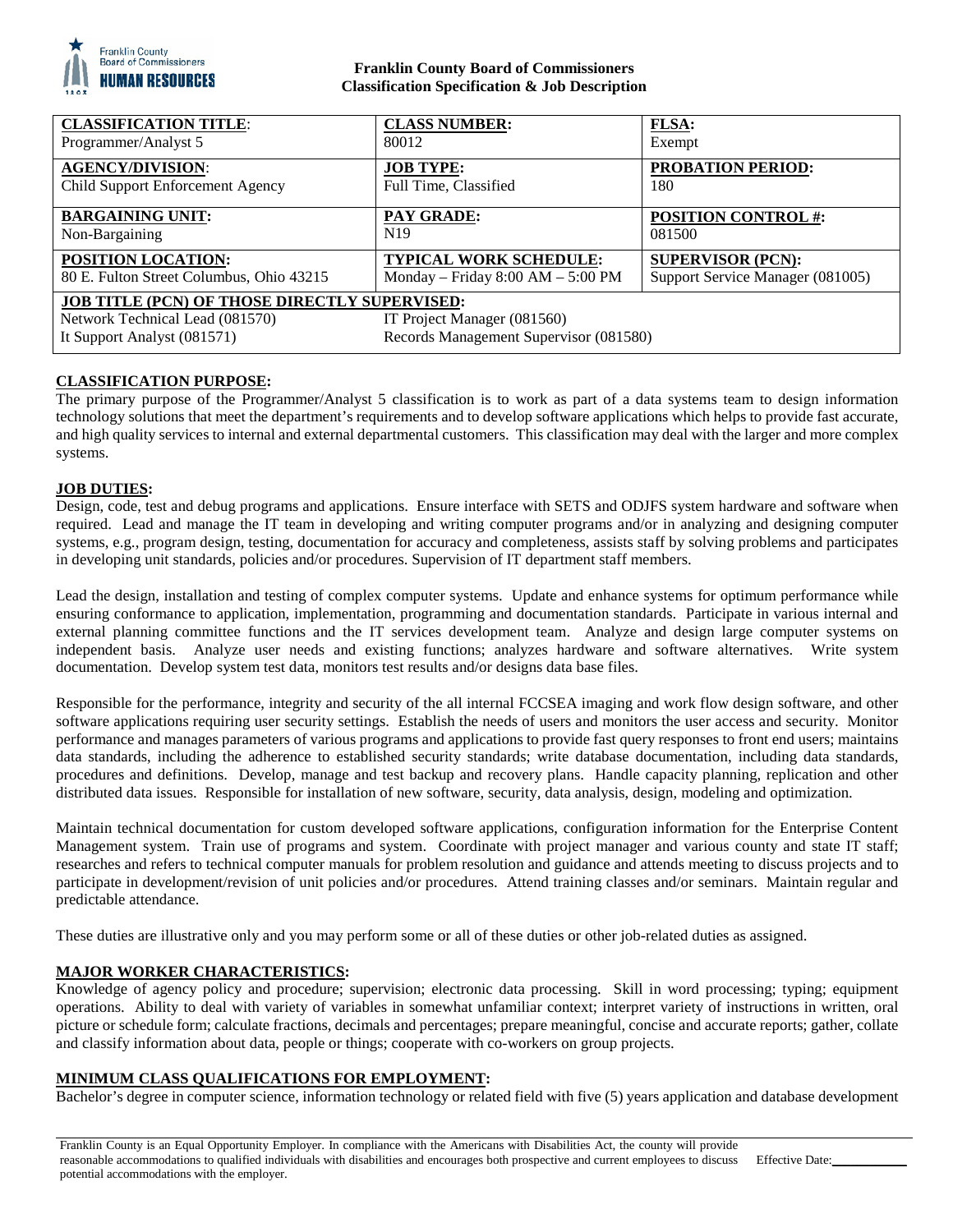**Franklin County Board of Commissioners**
**Classification Specification & Job Description**

| **CLASSIFICATION TITLE:** | **CLASS NUMBER:** | **FLSA:** |
|---|---|---|
| Programmer/Analyst 5 | 80012 | Exempt |
| **AGENCY/DIVISION:** | **JOB TYPE:** | **PROBATION PERIOD:** |
| Child Support Enforcement Agency | Full Time, Classified | 180 |
| **BARGAINING UNIT:** | **PAY GRADE:** | **POSITION CONTROL #:** |
| Non-Bargaining | N19 | 081500 |
| **POSITION LOCATION:** | **TYPICAL WORK SCHEDULE:** | **SUPERVISOR (PCN):** |
| 80 E. Fulton Street Columbus, Ohio 43215 | Monday – Friday 8:00 AM – 5:00 PM | Support Service Manager (081005) |
| **JOB TITLE (PCN) OF THOSE DIRECTLY SUPERVISED:** | | |
| Network Technical Lead (081570) | IT Project Manager (081560) | |
| It Support Analyst (081571) | Records Management Supervisor (081580) | |

## CLASSIFICATION PURPOSE:

The primary purpose of the Programmer/Analyst 5 classification is to work as part of a data systems team to design information technology solutions that meet the department's requirements and to develop software applications which helps to provide fast accurate, and high quality services to internal and external departmental customers. This classification may deal with the larger and more complex systems.

## JOB DUTIES:

Design, code, test and debug programs and applications. Ensure interface with SETS and ODJFS system hardware and software when required. Lead and manage the IT team in developing and writing computer programs and/or in analyzing and designing computer systems, e.g., program design, testing, documentation for accuracy and completeness, assists staff by solving problems and participates in developing unit standards, policies and/or procedures. Supervision of IT department staff members.

Lead the design, installation and testing of complex computer systems. Update and enhance systems for optimum performance while ensuring conformance to application, implementation, programming and documentation standards. Participate in various internal and external planning committee functions and the IT services development team. Analyze and design large computer systems on independent basis. Analyze user needs and existing functions; analyzes hardware and software alternatives. Write system documentation. Develop system test data, monitors test results and/or designs data base files.

Responsible for the performance, integrity and security of the all internal FCCSEA imaging and work flow design software, and other software applications requiring user security settings. Establish the needs of users and monitors the user access and security. Monitor performance and manages parameters of various programs and applications to provide fast query responses to front end users; maintains data standards, including the adherence to established security standards; write database documentation, including data standards, procedures and definitions. Develop, manage and test backup and recovery plans. Handle capacity planning, replication and other distributed data issues. Responsible for installation of new software, security, data analysis, design, modeling and optimization.

Maintain technical documentation for custom developed software applications, configuration information for the Enterprise Content Management system. Train use of programs and system. Coordinate with project manager and various county and state IT staff; researches and refers to technical computer manuals for problem resolution and guidance and attends meeting to discuss projects and to participate in development/revision of unit policies and/or procedures. Attend training classes and/or seminars. Maintain regular and predictable attendance.

These duties are illustrative only and you may perform some or all of these duties or other job-related duties as assigned.

## MAJOR WORKER CHARACTERISTICS:

Knowledge of agency policy and procedure; supervision; electronic data processing. Skill in word processing; typing; equipment operations. Ability to deal with variety of variables in somewhat unfamiliar context; interpret variety of instructions in written, oral picture or schedule form; calculate fractions, decimals and percentages; prepare meaningful, concise and accurate reports; gather, collate and classify information about data, people or things; cooperate with co-workers on group projects.

## MINIMUM CLASS QUALIFICATIONS FOR EMPLOYMENT:

Bachelor's degree in computer science, information technology or related field with five (5) years application and database development

Franklin County is an Equal Opportunity Employer. In compliance with the Americans with Disabilities Act, the county will provide reasonable accommodations to qualified individuals with disabilities and encourages both prospective and current employees to discuss potential accommodations with the employer. Effective Date:\_\_\_\_\_\_\_\_\_\_\_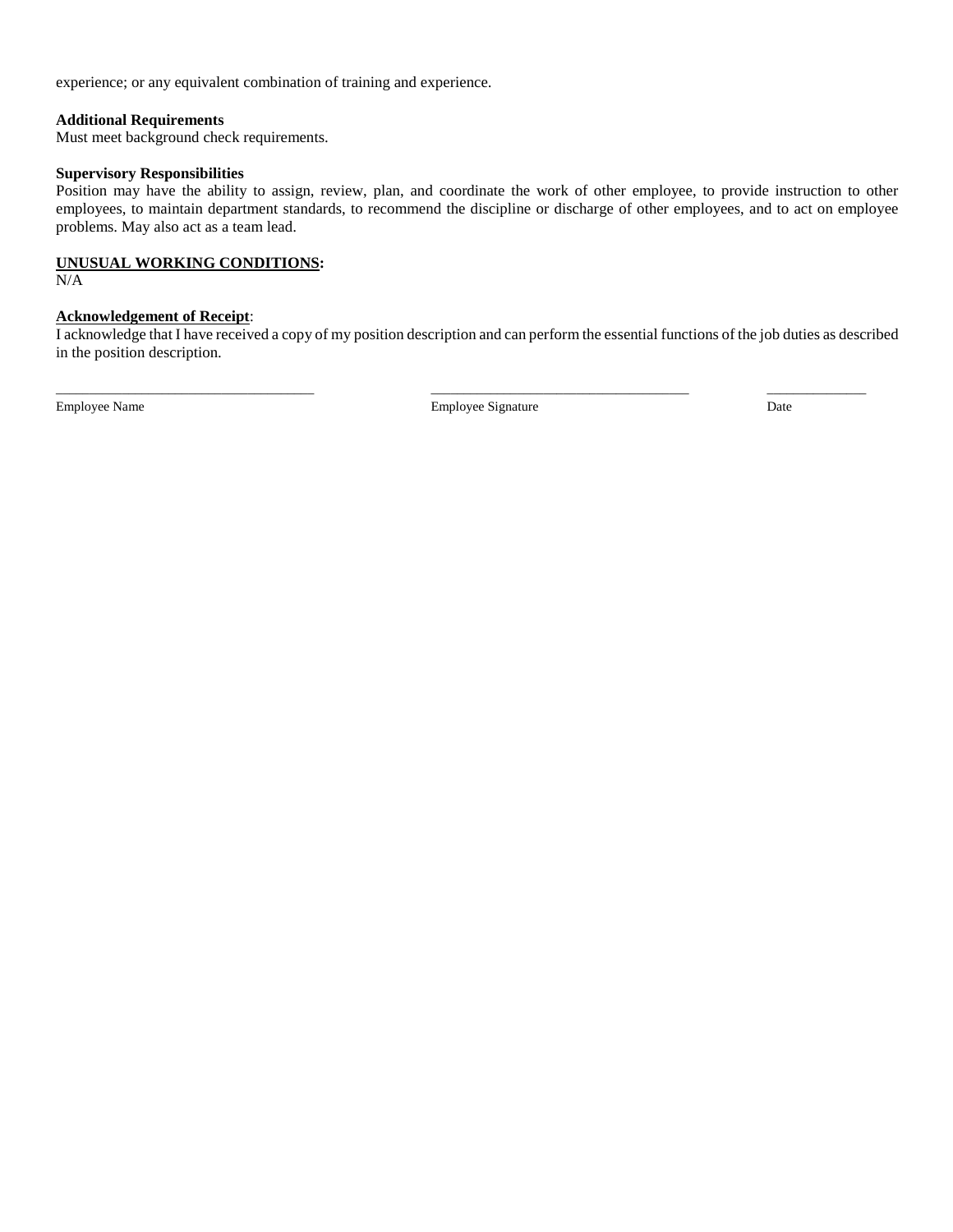experience; or any equivalent combination of training and experience.

**Additional Requirements**
Must meet background check requirements.

**Supervisory Responsibilities**
Position may have the ability to assign, review, plan, and coordinate the work of other employee, to provide instruction to other employees, to maintain department standards, to recommend the discipline or discharge of other employees, and to act on employee problems. May also act as a team lead.

**UNUSUAL WORKING CONDITIONS:**
N/A

**Acknowledgement of Receipt**:
I acknowledge that I have received a copy of my position description and can perform the essential functions of the job duties as described in the position description.

| | | |
|---|---|---|
| ____________________________________ | ____________________________________ | ______________ |
| Employee Name | Employee Signature | Date |